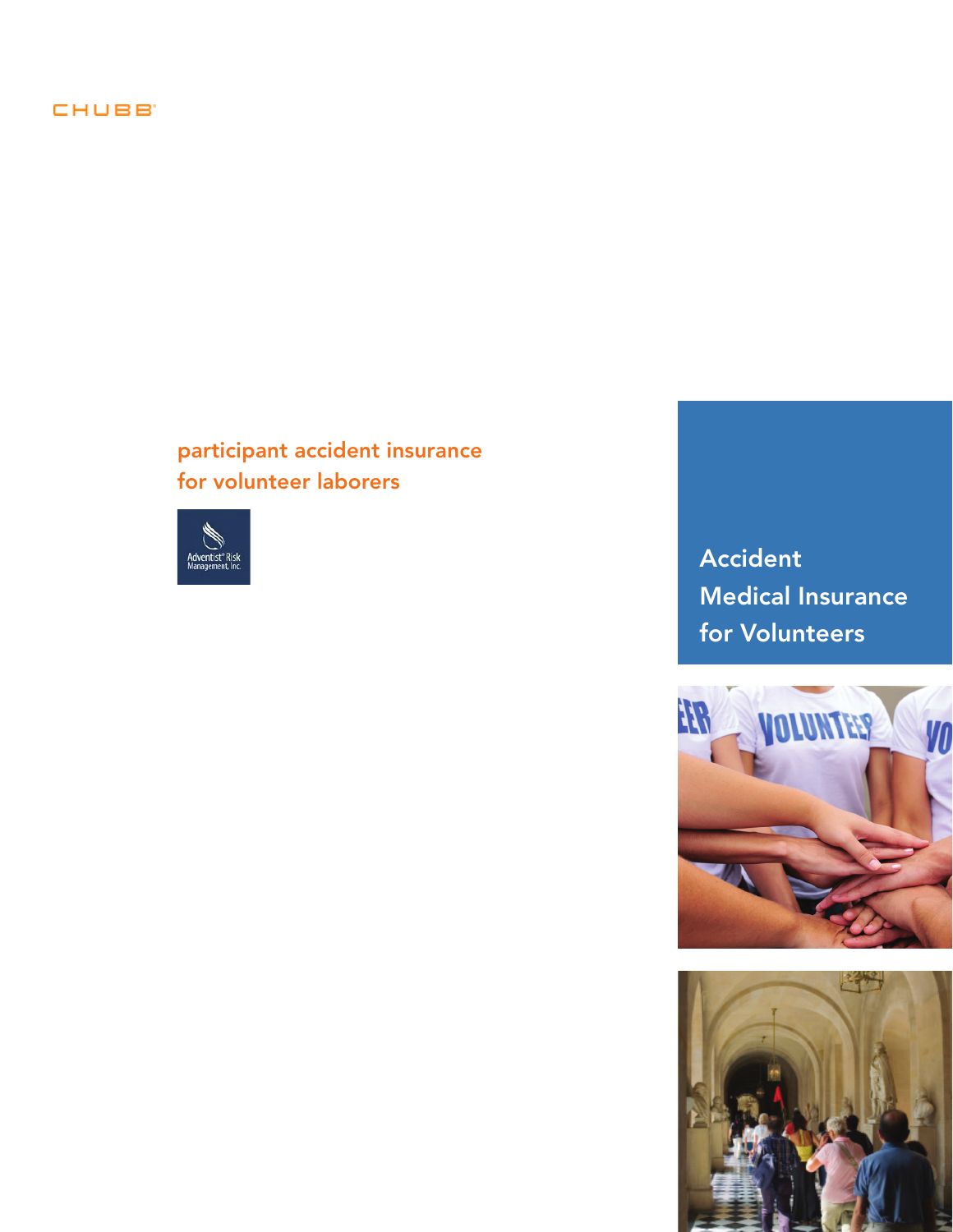CHUBB

participant accident insurance
for volunteer laborers

Adventist® Risk Management, Inc.

# Accident Medical Insurance for Volunteers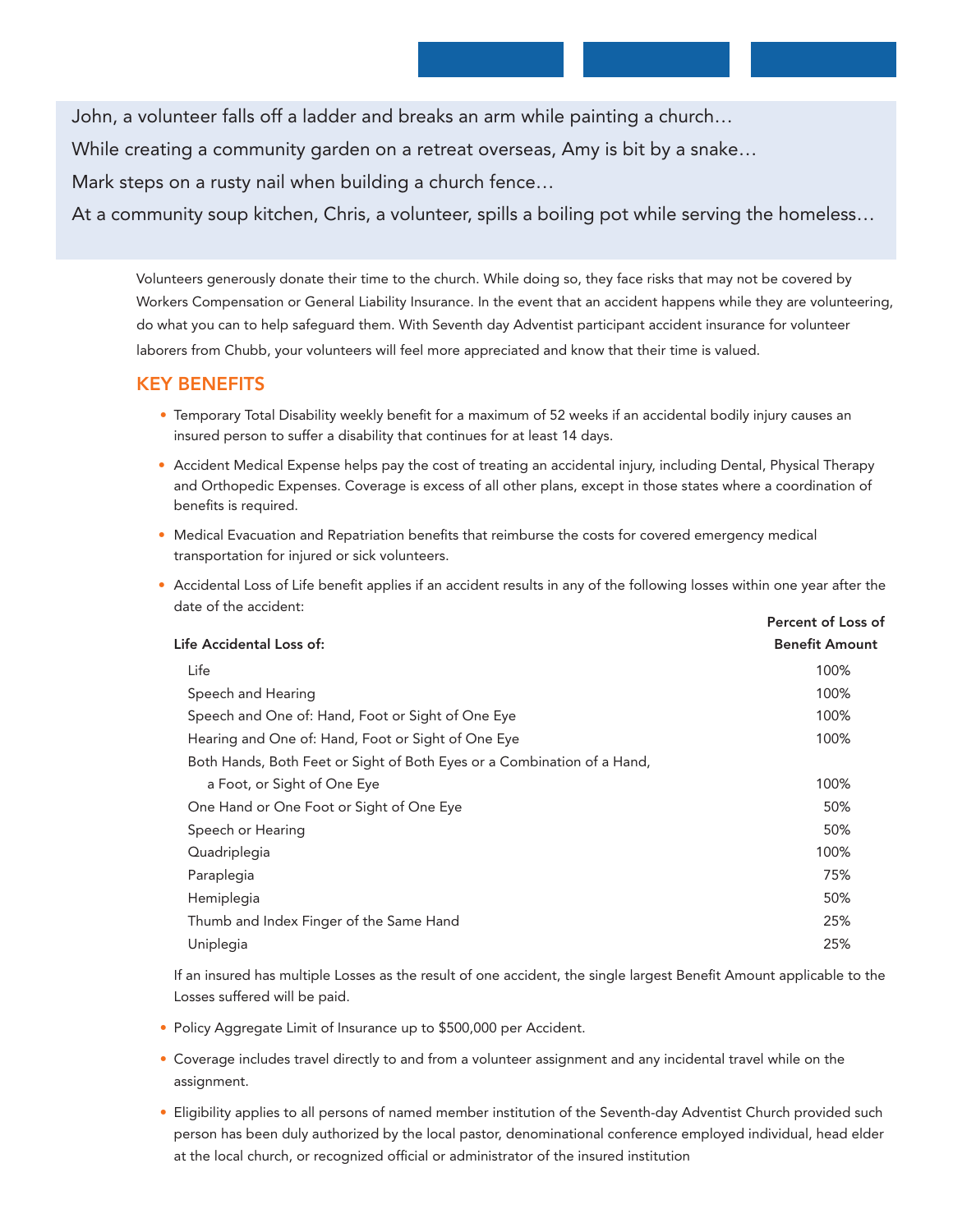John, a volunteer falls off a ladder and breaks an arm while painting a church…

While creating a community garden on a retreat overseas, Amy is bit by a snake…

Mark steps on a rusty nail when building a church fence…

At a community soup kitchen, Chris, a volunteer, spills a boiling pot while serving the homeless…

Volunteers generously donate their time to the church. While doing so, they face risks that may not be covered by Workers Compensation or General Liability Insurance. In the event that an accident happens while they are volunteering, do what you can to help safeguard them. With Seventh day Adventist participant accident insurance for volunteer laborers from Chubb, your volunteers will feel more appreciated and know that their time is valued.

## KEY BENEFITS

- Temporary Total Disability weekly benefit for a maximum of 52 weeks if an accidental bodily injury causes an insured person to suffer a disability that continues for at least 14 days.
- Accident Medical Expense helps pay the cost of treating an accidental injury, including Dental, Physical Therapy and Orthopedic Expenses. Coverage is excess of all other plans, except in those states where a coordination of benefits is required.
- Medical Evacuation and Repatriation benefits that reimburse the costs for covered emergency medical transportation for injured or sick volunteers.
- Accidental Loss of Life benefit applies if an accident results in any of the following losses within one year after the date of the accident:

| Life Accidental Loss of: | Percent of Loss of Benefit Amount |
|---|---|
| Life | 100% |
| Speech and Hearing | 100% |
| Speech and One of: Hand, Foot or Sight of One Eye | 100% |
| Hearing and One of: Hand, Foot or Sight of One Eye | 100% |
| Both Hands, Both Feet or Sight of Both Eyes or a Combination of a Hand, a Foot, or Sight of One Eye | 100% |
| One Hand or One Foot or Sight of One Eye | 50% |
| Speech or Hearing | 50% |
| Quadriplegia | 100% |
| Paraplegia | 75% |
| Hemiplegia | 50% |
| Thumb and Index Finger of the Same Hand | 25% |
| Uniplegia | 25% |

If an insured has multiple Losses as the result of one accident, the single largest Benefit Amount applicable to the Losses suffered will be paid.

- Policy Aggregate Limit of Insurance up to $500,000 per Accident.
- Coverage includes travel directly to and from a volunteer assignment and any incidental travel while on the assignment.
- Eligibility applies to all persons of named member institution of the Seventh-day Adventist Church provided such person has been duly authorized by the local pastor, denominational conference employed individual, head elder at the local church, or recognized official or administrator of the insured institution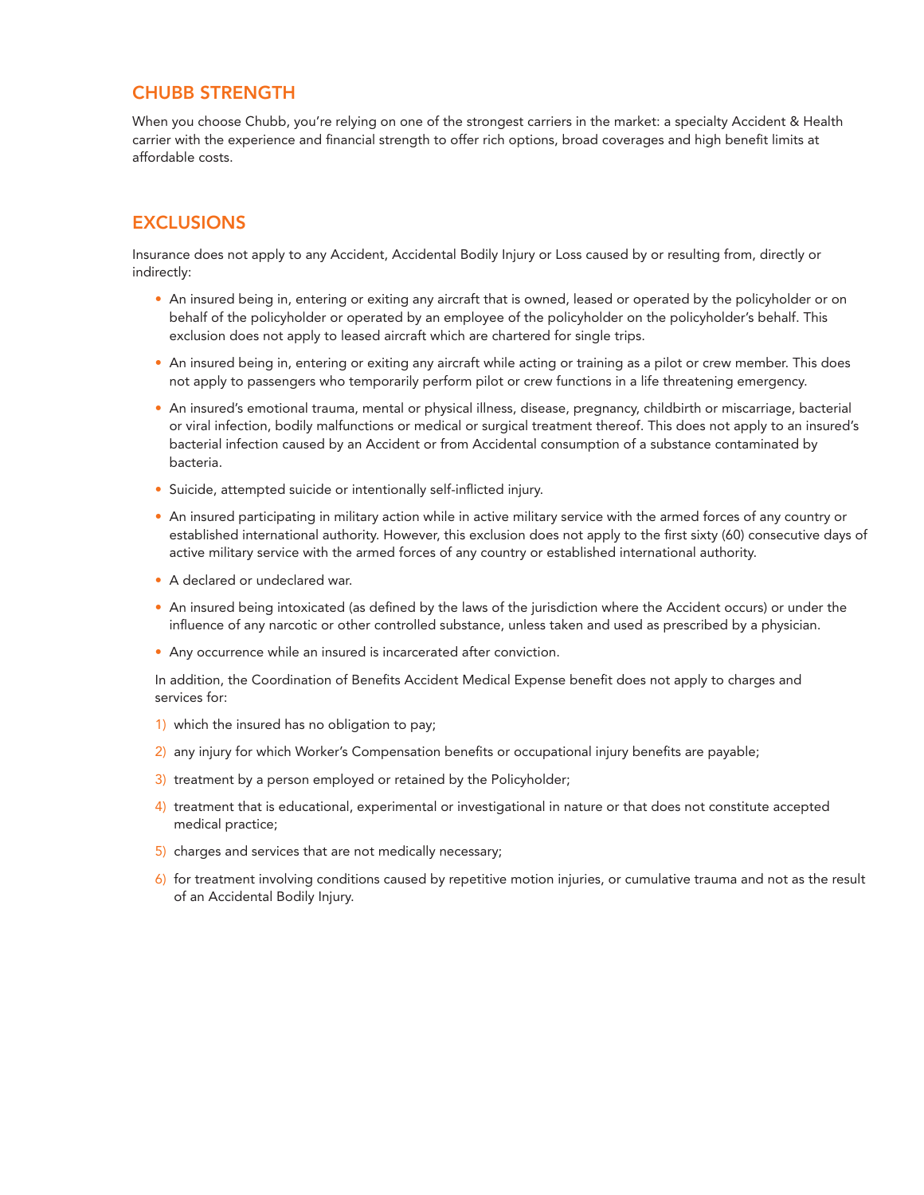## CHUBB STRENGTH

When you choose Chubb, you're relying on one of the strongest carriers in the market: a specialty Accident & Health carrier with the experience and financial strength to offer rich options, broad coverages and high benefit limits at affordable costs.

## EXCLUSIONS

Insurance does not apply to any Accident, Accidental Bodily Injury or Loss caused by or resulting from, directly or indirectly:

- An insured being in, entering or exiting any aircraft that is owned, leased or operated by the policyholder or on behalf of the policyholder or operated by an employee of the policyholder on the policyholder's behalf. This exclusion does not apply to leased aircraft which are chartered for single trips.
- An insured being in, entering or exiting any aircraft while acting or training as a pilot or crew member. This does not apply to passengers who temporarily perform pilot or crew functions in a life threatening emergency.
- An insured's emotional trauma, mental or physical illness, disease, pregnancy, childbirth or miscarriage, bacterial or viral infection, bodily malfunctions or medical or surgical treatment thereof. This does not apply to an insured's bacterial infection caused by an Accident or from Accidental consumption of a substance contaminated by bacteria.
- Suicide, attempted suicide or intentionally self-inflicted injury.
- An insured participating in military action while in active military service with the armed forces of any country or established international authority. However, this exclusion does not apply to the first sixty (60) consecutive days of active military service with the armed forces of any country or established international authority.
- A declared or undeclared war.
- An insured being intoxicated (as defined by the laws of the jurisdiction where the Accident occurs) or under the influence of any narcotic or other controlled substance, unless taken and used as prescribed by a physician.
- Any occurrence while an insured is incarcerated after conviction.

In addition, the Coordination of Benefits Accident Medical Expense benefit does not apply to charges and services for:

1) which the insured has no obligation to pay;
2) any injury for which Worker's Compensation benefits or occupational injury benefits are payable;
3) treatment by a person employed or retained by the Policyholder;
4) treatment that is educational, experimental or investigational in nature or that does not constitute accepted medical practice;
5) charges and services that are not medically necessary;
6) for treatment involving conditions caused by repetitive motion injuries, or cumulative trauma and not as the result of an Accidental Bodily Injury.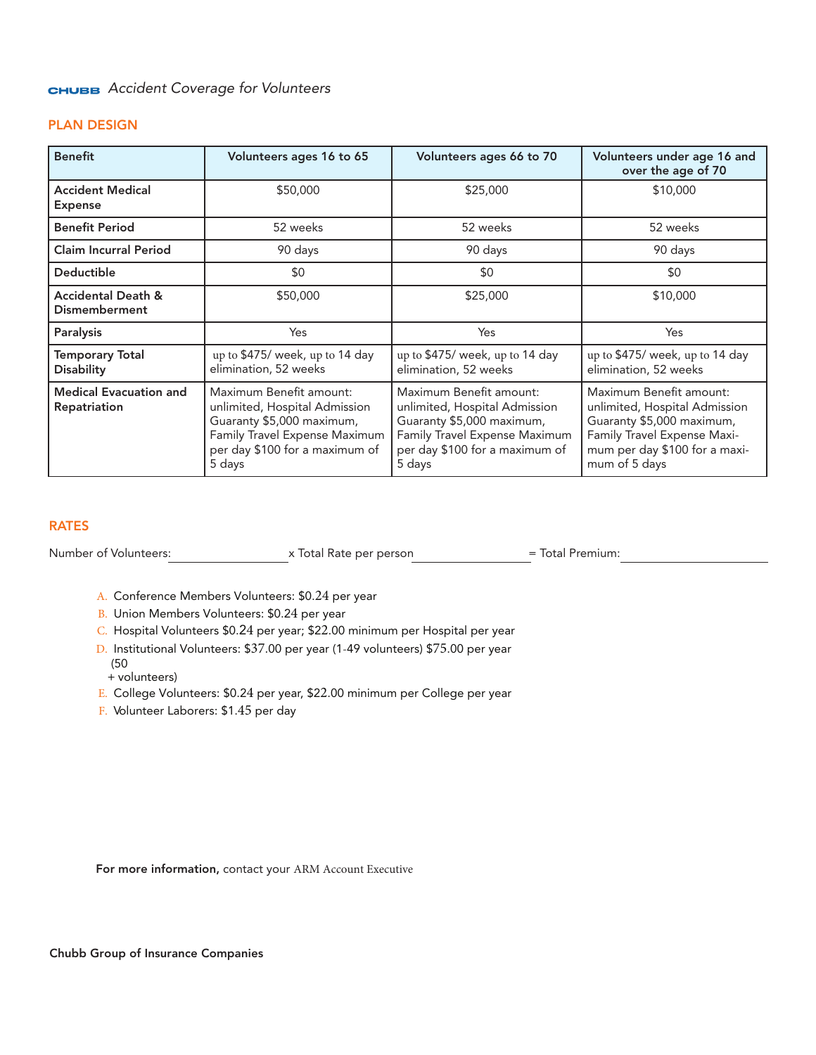**CHUBB** *Accident Coverage for Volunteers*

## PLAN DESIGN

| Benefit | Volunteers ages 16 to 65 | Volunteers ages 66 to 70 | Volunteers under age 16 and over the age of 70 |
|---|---|---|---|
| **Accident Medical Expense** | $50,000 | $25,000 | $10,000 |
| **Benefit Period** | 52 weeks | 52 weeks | 52 weeks |
| **Claim Incurral Period** | 90 days | 90 days | 90 days |
| **Deductible** | $0 | $0 | $0 |
| **Accidental Death & Dismemberment** | $50,000 | $25,000 | $10,000 |
| **Paralysis** | Yes | Yes | Yes |
| **Temporary Total Disability** | up to $475/ week, up to 14 day elimination, 52 weeks | up to $475/ week, up to 14 day elimination, 52 weeks | up to $475/ week, up to 14 day elimination, 52 weeks |
| **Medical Evacuation and Repatriation** | Maximum Benefit amount: unlimited, Hospital Admission Guaranty $5,000 maximum, Family Travel Expense Maximum per day $100 for a maximum of 5 days | Maximum Benefit amount: unlimited, Hospital Admission Guaranty $5,000 maximum, Family Travel Expense Maximum per day $100 for a maximum of 5 days | Maximum Benefit amount: unlimited, Hospital Admission Guaranty $5,000 maximum, Family Travel Expense Maximum per day $100 for a maximum of 5 days |

## RATES

Number of Volunteers: ________________ x Total Rate per person ________________ = Total Premium: ________________

A. Conference Members Volunteers: $0.24 per year
B. Union Members Volunteers: $0.24 per year
C. Hospital Volunteers $0.24 per year; $22.00 minimum per Hospital per year
D. Institutional Volunteers: $37.00 per year (1-49 volunteers) $75.00 per year (50 + volunteers)
E. College Volunteers: $0.24 per year, $22.00 minimum per College per year
F. Volunteer Laborers: $1.45 per day

**For more information,** contact your ARM Account Executive

**Chubb Group of Insurance Companies**